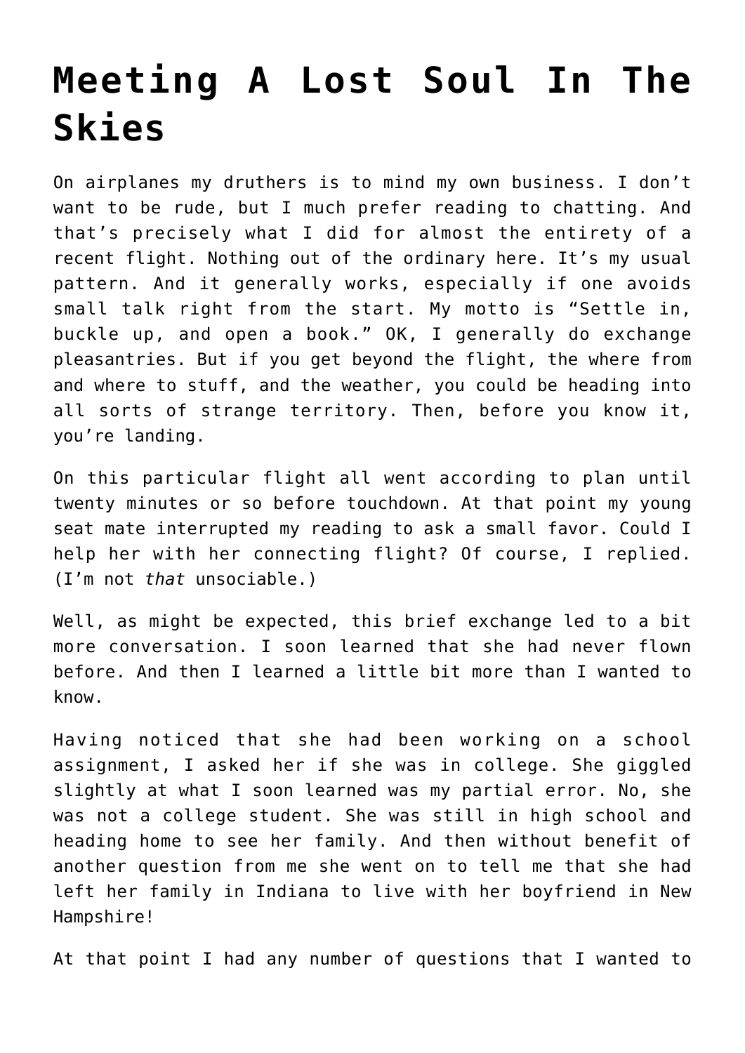# Meeting A Lost Soul In The Skies

On airplanes my druthers is to mind my own business. I don't want to be rude, but I much prefer reading to chatting. And that's precisely what I did for almost the entirety of a recent flight. Nothing out of the ordinary here. It's my usual pattern. And it generally works, especially if one avoids small talk right from the start. My motto is "Settle in, buckle up, and open a book." OK, I generally do exchange pleasantries. But if you get beyond the flight, the where from and where to stuff, and the weather, you could be heading into all sorts of strange territory. Then, before you know it, you're landing.

On this particular flight all went according to plan until twenty minutes or so before touchdown. At that point my young seat mate interrupted my reading to ask a small favor. Could I help her with her connecting flight? Of course, I replied. (I'm not *that* unsociable.)

Well, as might be expected, this brief exchange led to a bit more conversation. I soon learned that she had never flown before. And then I learned a little bit more than I wanted to know.

Having noticed that she had been working on a school assignment, I asked her if she was in college. She giggled slightly at what I soon learned was my partial error. No, she was not a college student. She was still in high school and heading home to see her family. And then without benefit of another question from me she went on to tell me that she had left her family in Indiana to live with her boyfriend in New Hampshire!

At that point I had any number of questions that I wanted to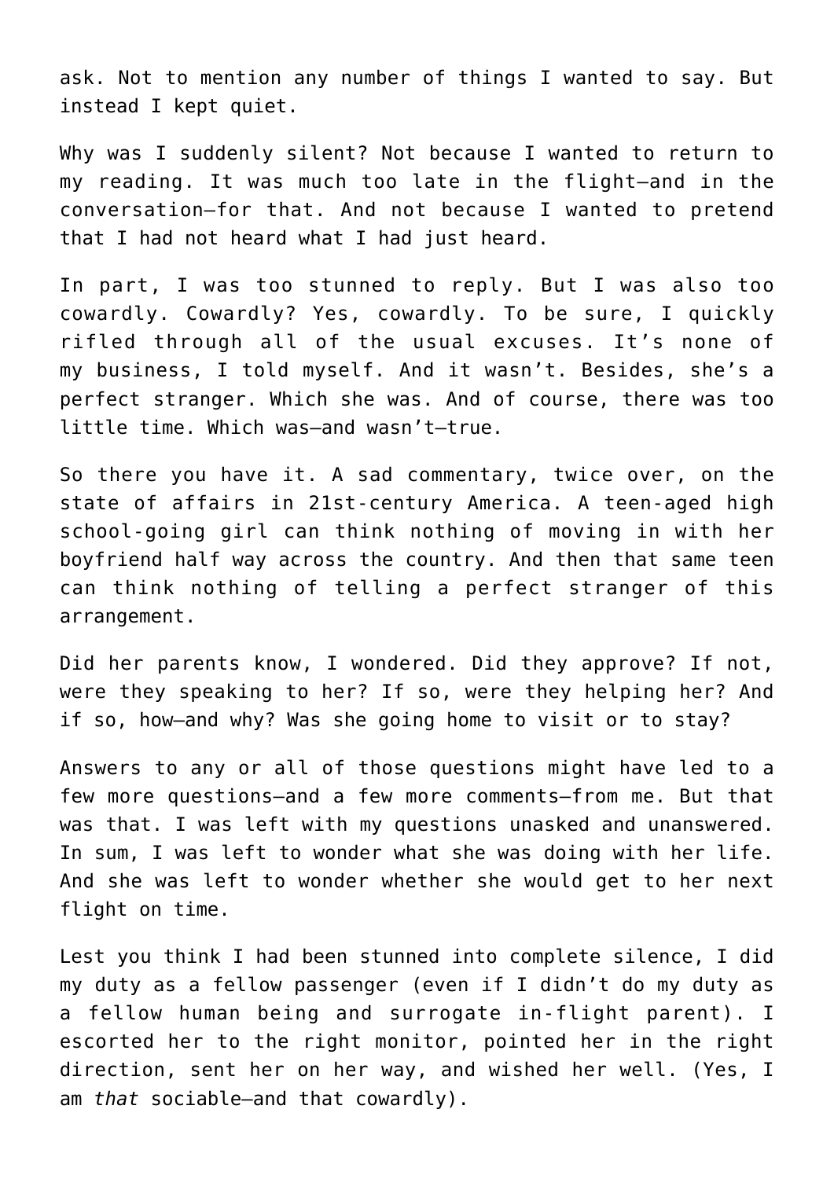ask. Not to mention any number of things I wanted to say. But instead I kept quiet.

Why was I suddenly silent? Not because I wanted to return to my reading. It was much too late in the flight—and in the conversation—for that. And not because I wanted to pretend that I had not heard what I had just heard.

In part, I was too stunned to reply. But I was also too cowardly. Cowardly? Yes, cowardly. To be sure, I quickly rifled through all of the usual excuses. It's none of my business, I told myself. And it wasn't. Besides, she's a perfect stranger. Which she was. And of course, there was too little time. Which was—and wasn't—true.

So there you have it. A sad commentary, twice over, on the state of affairs in 21st-century America. A teen-aged high school-going girl can think nothing of moving in with her boyfriend half way across the country. And then that same teen can think nothing of telling a perfect stranger of this arrangement.

Did her parents know, I wondered. Did they approve? If not, were they speaking to her? If so, were they helping her? And if so, how—and why? Was she going home to visit or to stay?

Answers to any or all of those questions might have led to a few more questions—and a few more comments—from me. But that was that. I was left with my questions unasked and unanswered. In sum, I was left to wonder what she was doing with her life. And she was left to wonder whether she would get to her next flight on time.

Lest you think I had been stunned into complete silence, I did my duty as a fellow passenger (even if I didn't do my duty as a fellow human being and surrogate in-flight parent). I escorted her to the right monitor, pointed her in the right direction, sent her on her way, and wished her well. (Yes, I am *that* sociable—and that cowardly).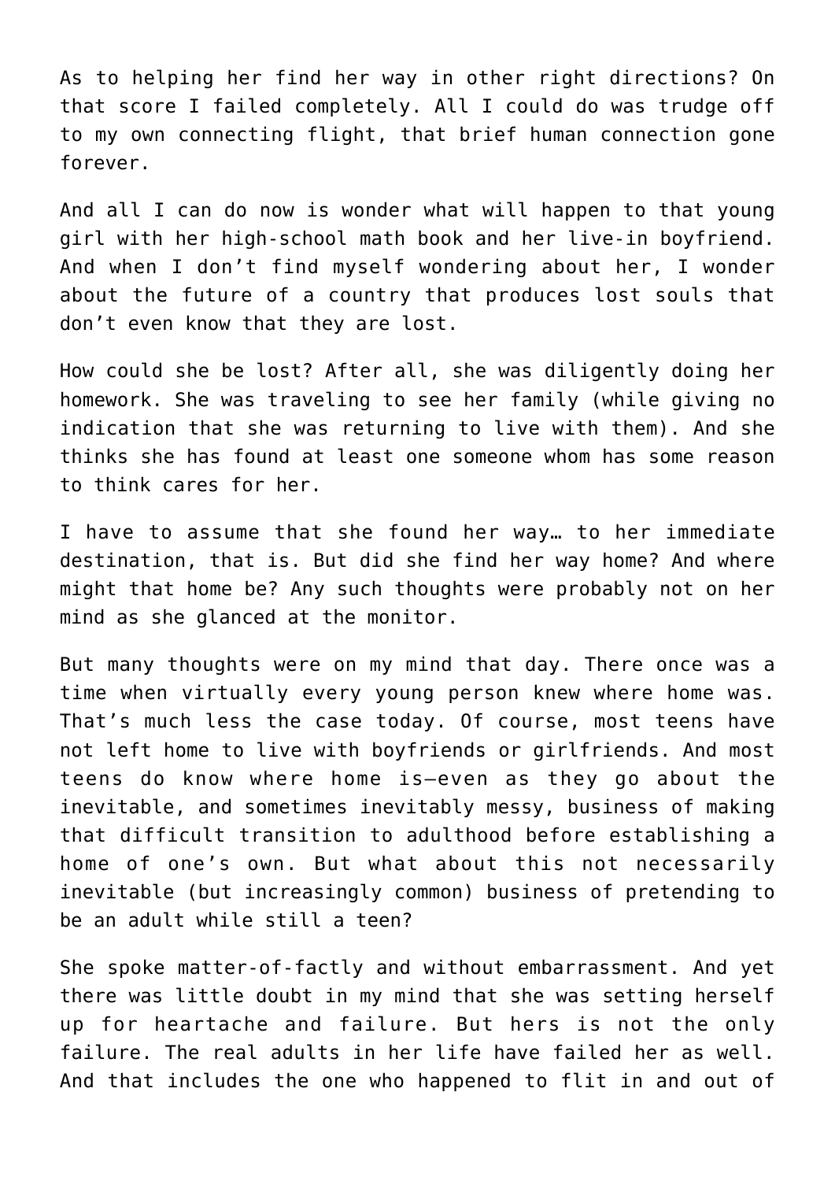As to helping her find her way in other right directions? On that score I failed completely. All I could do was trudge off to my own connecting flight, that brief human connection gone forever.

And all I can do now is wonder what will happen to that young girl with her high-school math book and her live-in boyfriend. And when I don't find myself wondering about her, I wonder about the future of a country that produces lost souls that don't even know that they are lost.

How could she be lost? After all, she was diligently doing her homework. She was traveling to see her family (while giving no indication that she was returning to live with them). And she thinks she has found at least one someone whom has some reason to think cares for her.

I have to assume that she found her way… to her immediate destination, that is. But did she find her way home? And where might that home be? Any such thoughts were probably not on her mind as she glanced at the monitor.

But many thoughts were on my mind that day. There once was a time when virtually every young person knew where home was. That's much less the case today. Of course, most teens have not left home to live with boyfriends or girlfriends. And most teens do know where home is—even as they go about the inevitable, and sometimes inevitably messy, business of making that difficult transition to adulthood before establishing a home of one's own. But what about this not necessarily inevitable (but increasingly common) business of pretending to be an adult while still a teen?

She spoke matter-of-factly and without embarrassment. And yet there was little doubt in my mind that she was setting herself up for heartache and failure. But hers is not the only failure. The real adults in her life have failed her as well. And that includes the one who happened to flit in and out of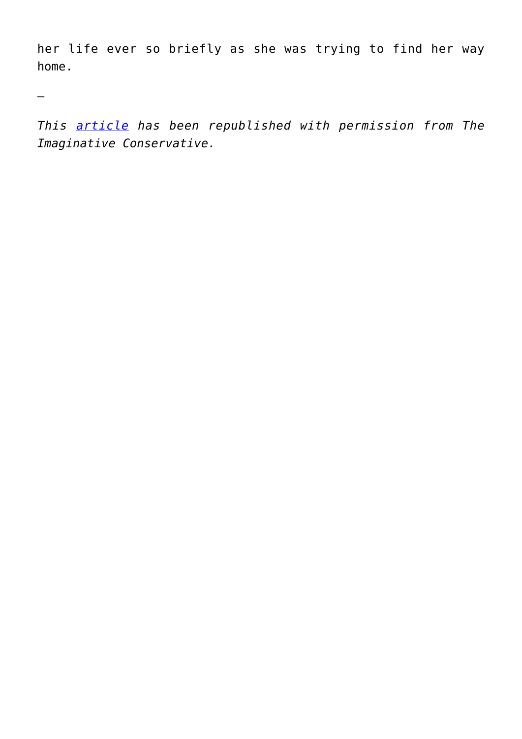her life ever so briefly as she was trying to find her way home.

—

*This article has been republished with permission from The Imaginative Conservative.*